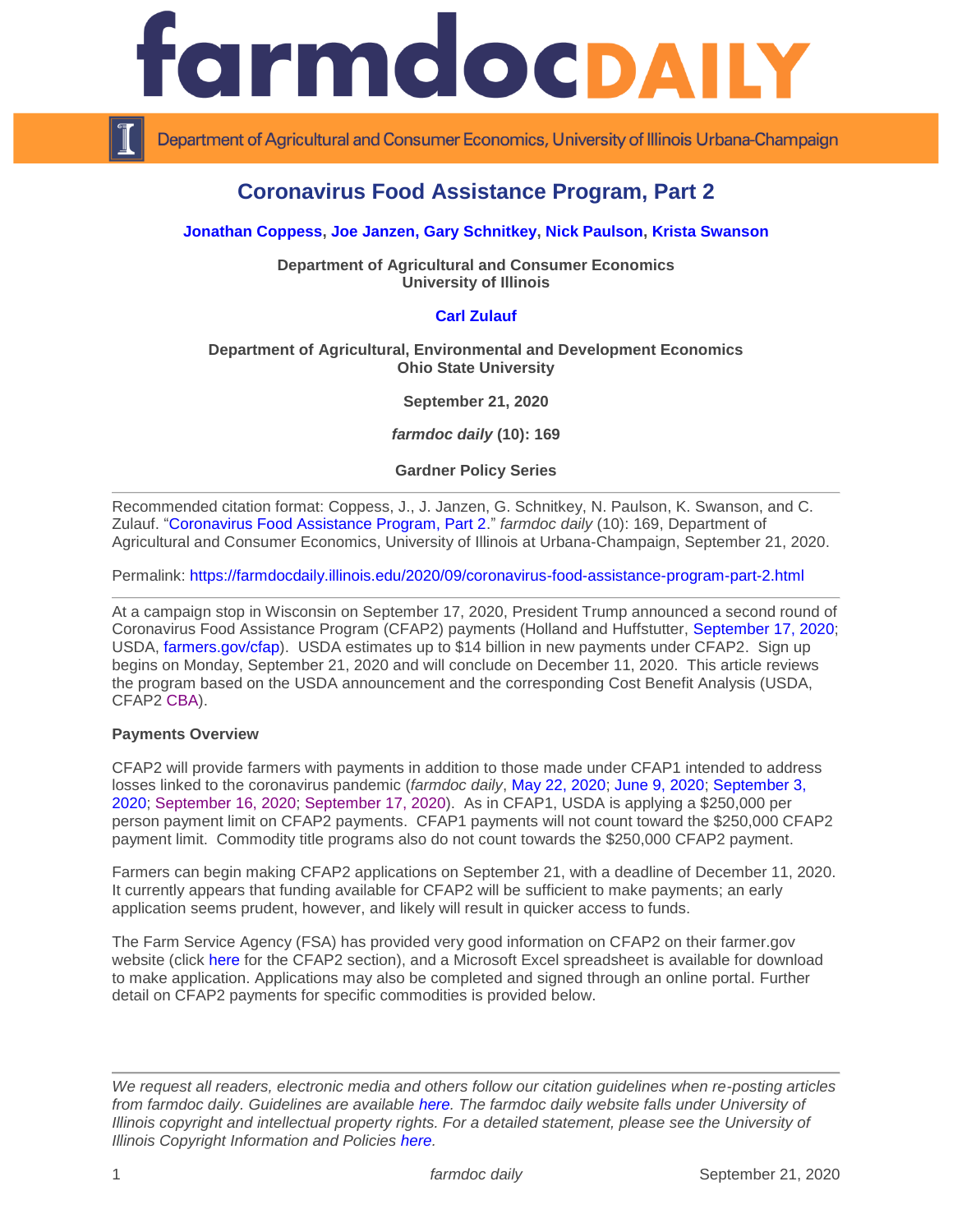# Coronavirus Food Assistance Program, Part 2

**Jonathan Coppess, Joe Janzen, Gary Schnitkey, Nick Paulson, Krista Swanson**

**Department of Agricultural and Consumer Economics**
**University of Illinois**

**Carl Zulauf**

**Department of Agricultural, Environmental and Development Economics**
**Ohio State University**

**September 21, 2020**

***farmdoc daily* (10): 169**

**Gardner Policy Series**

---

Recommended citation format: Coppess, J., J. Janzen, G. Schnitkey, N. Paulson, K. Swanson, and C. Zulauf. "Coronavirus Food Assistance Program, Part 2." *farmdoc daily* (10): 169, Department of Agricultural and Consumer Economics, University of Illinois at Urbana-Champaign, September 21, 2020.

Permalink: https://farmdocdaily.illinois.edu/2020/09/coronavirus-food-assistance-program-part-2.html

---

At a campaign stop in Wisconsin on September 17, 2020, President Trump announced a second round of Coronavirus Food Assistance Program (CFAP2) payments (Holland and Huffstutter, September 17, 2020; USDA, farmers.gov/cfap). USDA estimates up to $14 billion in new payments under CFAP2. Sign up begins on Monday, September 21, 2020 and will conclude on December 11, 2020. This article reviews the program based on the USDA announcement and the corresponding Cost Benefit Analysis (USDA, CFAP2 CBA).

**Payments Overview**

CFAP2 will provide farmers with payments in addition to those made under CFAP1 intended to address losses linked to the coronavirus pandemic (*farmdoc daily*, May 22, 2020; June 9, 2020; September 3, 2020; September 16, 2020; September 17, 2020). As in CFAP1, USDA is applying a $250,000 per person payment limit on CFAP2 payments. CFAP1 payments will not count toward the $250,000 CFAP2 payment limit. Commodity title programs also do not count towards the $250,000 CFAP2 payment.

Farmers can begin making CFAP2 applications on September 21, with a deadline of December 11, 2020. It currently appears that funding available for CFAP2 will be sufficient to make payments; an early application seems prudent, however, and likely will result in quicker access to funds.

The Farm Service Agency (FSA) has provided very good information on CFAP2 on their farmer.gov website (click here for the CFAP2 section), and a Microsoft Excel spreadsheet is available for download to make application. Applications may also be completed and signed through an online portal. Further detail on CFAP2 payments for specific commodities is provided below.

---

*We request all readers, electronic media and others follow our citation guidelines when re-posting articles from farmdoc daily. Guidelines are available here. The farmdoc daily website falls under University of Illinois copyright and intellectual property rights. For a detailed statement, please see the University of Illinois Copyright Information and Policies here.*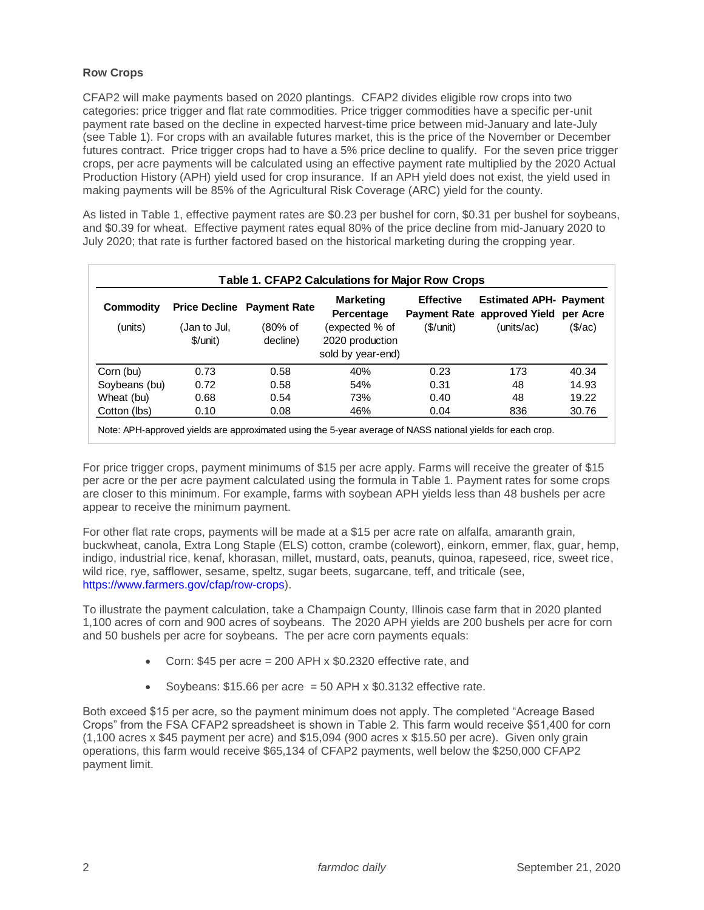**Row Crops**

CFAP2 will make payments based on 2020 plantings. CFAP2 divides eligible row crops into two categories: price trigger and flat rate commodities. Price trigger commodities have a specific per-unit payment rate based on the decline in expected harvest-time price between mid-January and late-July (see Table 1). For crops with an available futures market, this is the price of the November or December futures contract. Price trigger crops had to have a 5% price decline to qualify. For the seven price trigger crops, per acre payments will be calculated using an effective payment rate multiplied by the 2020 Actual Production History (APH) yield used for crop insurance. If an APH yield does not exist, the yield used in making payments will be 85% of the Agricultural Risk Coverage (ARC) yield for the county.

As listed in Table 1, effective payment rates are $0.23 per bushel for corn, $0.31 per bushel for soybeans, and $0.39 for wheat. Effective payment rates equal 80% of the price decline from mid-January 2020 to July 2020; that rate is further factored based on the historical marketing during the cropping year.

**Table 1. CFAP2 Calculations for Major Row Crops**

| Commodity (units) | Price Decline (Jan to Jul, $/unit) | Payment Rate (80% of decline) | Marketing Percentage (expected % of 2020 production sold by year-end) | Effective Payment Rate ($/unit) | Estimated APH-approved Yield (units/ac) | Payment per Acre ($/ac) |
|---|---|---|---|---|---|---|
| Corn (bu) | 0.73 | 0.58 | 40% | 0.23 | 173 | 40.34 |
| Soybeans (bu) | 0.72 | 0.58 | 54% | 0.31 | 48 | 14.93 |
| Wheat (bu) | 0.68 | 0.54 | 73% | 0.40 | 48 | 19.22 |
| Cotton (lbs) | 0.10 | 0.08 | 46% | 0.04 | 836 | 30.76 |

Note: APH-approved yields are approximated using the 5-year average of NASS national yields for each crop.

For price trigger crops, payment minimums of $15 per acre apply. Farms will receive the greater of $15 per acre or the per acre payment calculated using the formula in Table 1. Payment rates for some crops are closer to this minimum. For example, farms with soybean APH yields less than 48 bushels per acre appear to receive the minimum payment.

For other flat rate crops, payments will be made at a $15 per acre rate on alfalfa, amaranth grain, buckwheat, canola, Extra Long Staple (ELS) cotton, crambe (colewort), einkorn, emmer, flax, guar, hemp, indigo, industrial rice, kenaf, khorasan, millet, mustard, oats, peanuts, quinoa, rapeseed, rice, sweet rice, wild rice, rye, safflower, sesame, speltz, sugar beets, sugarcane, teff, and triticale (see, https://www.farmers.gov/cfap/row-crops).

To illustrate the payment calculation, take a Champaign County, Illinois case farm that in 2020 planted 1,100 acres of corn and 900 acres of soybeans. The 2020 APH yields are 200 bushels per acre for corn and 50 bushels per acre for soybeans. The per acre corn payments equals:

- Corn: $45 per acre = 200 APH x $0.2320 effective rate, and
- Soybeans: $15.66 per acre = 50 APH x $0.3132 effective rate.

Both exceed $15 per acre, so the payment minimum does not apply. The completed "Acreage Based Crops" from the FSA CFAP2 spreadsheet is shown in Table 2. This farm would receive $51,400 for corn (1,100 acres x $45 payment per acre) and $15,094 (900 acres x $15.50 per acre). Given only grain operations, this farm would receive $65,134 of CFAP2 payments, well below the $250,000 CFAP2 payment limit.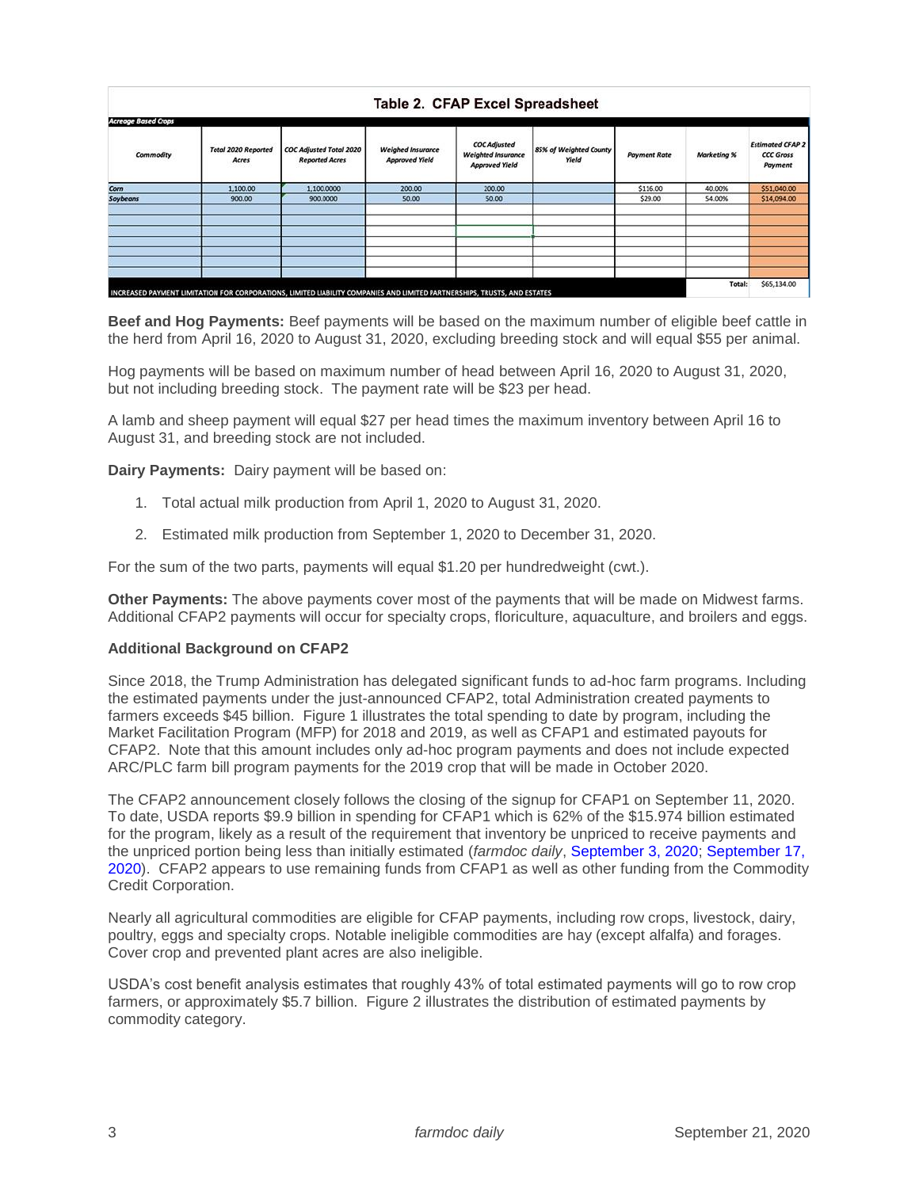**Table 2. CFAP Excel Spreadsheet**

*Acreage Based Crops*

| Commodity | Total 2020 Reported Acres | COC Adjusted Total 2020 Reported Acres | Weighed Insurance Approved Yield | COC Adjusted Weighted Insurance Approved Yield | 85% of Weighted County Yield | Payment Rate | Marketing % | Estimated CFAP 2 CCC Gross Payment |
|---|---|---|---|---|---|---|---|---|
| Corn | 1,100.00 | 1,100.0000 | 200.00 | 200.00 | | $116.00 | 40.00% | $51,040.00 |
| Soybeans | 900.00 | 900.0000 | 50.00 | 50.00 | | $29.00 | 54.00% | $14,094.00 |
| INCREASED PAYMENT LIMITATION FOR CORPORATIONS, LIMITED LIABILITY COMPANIES AND LIMITED PARTNERSHIPS, TRUSTS, AND ESTATES | | | | | | | Total: | $65,134.00 |

**Beef and Hog Payments:** Beef payments will be based on the maximum number of eligible beef cattle in the herd from April 16, 2020 to August 31, 2020, excluding breeding stock and will equal $55 per animal.

Hog payments will be based on maximum number of head between April 16, 2020 to August 31, 2020, but not including breeding stock. The payment rate will be $23 per head.

A lamb and sheep payment will equal $27 per head times the maximum inventory between April 16 to August 31, and breeding stock are not included.

**Dairy Payments:** Dairy payment will be based on:

1. Total actual milk production from April 1, 2020 to August 31, 2020.
2. Estimated milk production from September 1, 2020 to December 31, 2020.

For the sum of the two parts, payments will equal $1.20 per hundredweight (cwt.).

**Other Payments:** The above payments cover most of the payments that will be made on Midwest farms. Additional CFAP2 payments will occur for specialty crops, floriculture, aquaculture, and broilers and eggs.

**Additional Background on CFAP2**

Since 2018, the Trump Administration has delegated significant funds to ad-hoc farm programs. Including the estimated payments under the just-announced CFAP2, total Administration created payments to farmers exceeds $45 billion. Figure 1 illustrates the total spending to date by program, including the Market Facilitation Program (MFP) for 2018 and 2019, as well as CFAP1 and estimated payouts for CFAP2. Note that this amount includes only ad-hoc program payments and does not include expected ARC/PLC farm bill program payments for the 2019 crop that will be made in October 2020.

The CFAP2 announcement closely follows the closing of the signup for CFAP1 on September 11, 2020. To date, USDA reports $9.9 billion in spending for CFAP1 which is 62% of the $15.974 billion estimated for the program, likely as a result of the requirement that inventory be unpriced to receive payments and the unpriced portion being less than initially estimated (*farmdoc daily*, September 3, 2020; September 17, 2020). CFAP2 appears to use remaining funds from CFAP1 as well as other funding from the Commodity Credit Corporation.

Nearly all agricultural commodities are eligible for CFAP payments, including row crops, livestock, dairy, poultry, eggs and specialty crops. Notable ineligible commodities are hay (except alfalfa) and forages. Cover crop and prevented plant acres are also ineligible.

USDA's cost benefit analysis estimates that roughly 43% of total estimated payments will go to row crop farmers, or approximately $5.7 billion. Figure 2 illustrates the distribution of estimated payments by commodity category.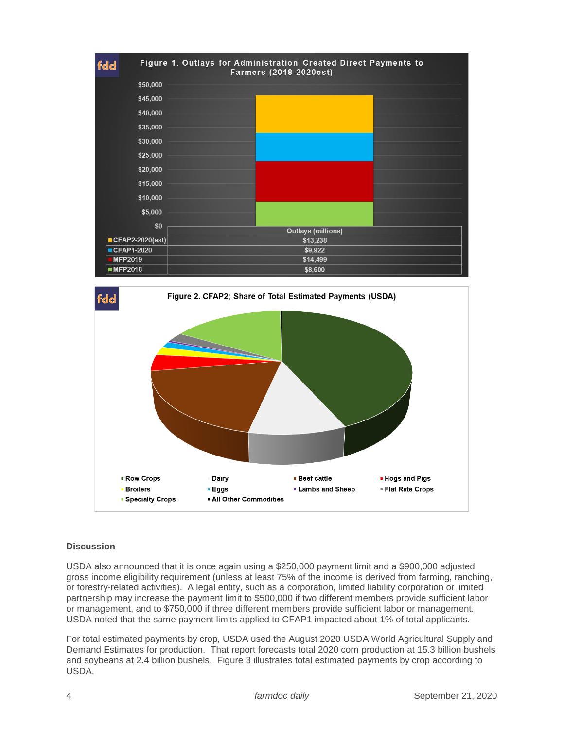**Figure 1. Outlays for Administration Created Direct Payments to Farmers (2018-2020est)**

| | Outlays (millions) |
|---|---|
| CFAP2-2020(est) | $13,238 |
| CFAP1-2020 | $9,922 |
| MFP2019 | $14,499 |
| MFP2018 | $8,600 |

**Figure 2. CFAP2; Share of Total Estimated Payments (USDA)**

Row Crops, Dairy, Beef cattle, Hogs and Pigs, Broilers, Eggs, Lambs and Sheep, Flat Rate Crops, Specialty Crops, All Other Commodities

## Discussion

USDA also announced that it is once again using a $250,000 payment limit and a $900,000 adjusted gross income eligibility requirement (unless at least 75% of the income is derived from farming, ranching, or forestry-related activities). A legal entity, such as a corporation, limited liability corporation or limited partnership may increase the payment limit to $500,000 if two different members provide sufficient labor or management, and to $750,000 if three different members provide sufficient labor or management. USDA noted that the same payment limits applied to CFAP1 impacted about 1% of total applicants.

For total estimated payments by crop, USDA used the August 2020 USDA World Agricultural Supply and Demand Estimates for production. That report forecasts total 2020 corn production at 15.3 billion bushels and soybeans at 2.4 billion bushels. Figure 3 illustrates total estimated payments by crop according to USDA.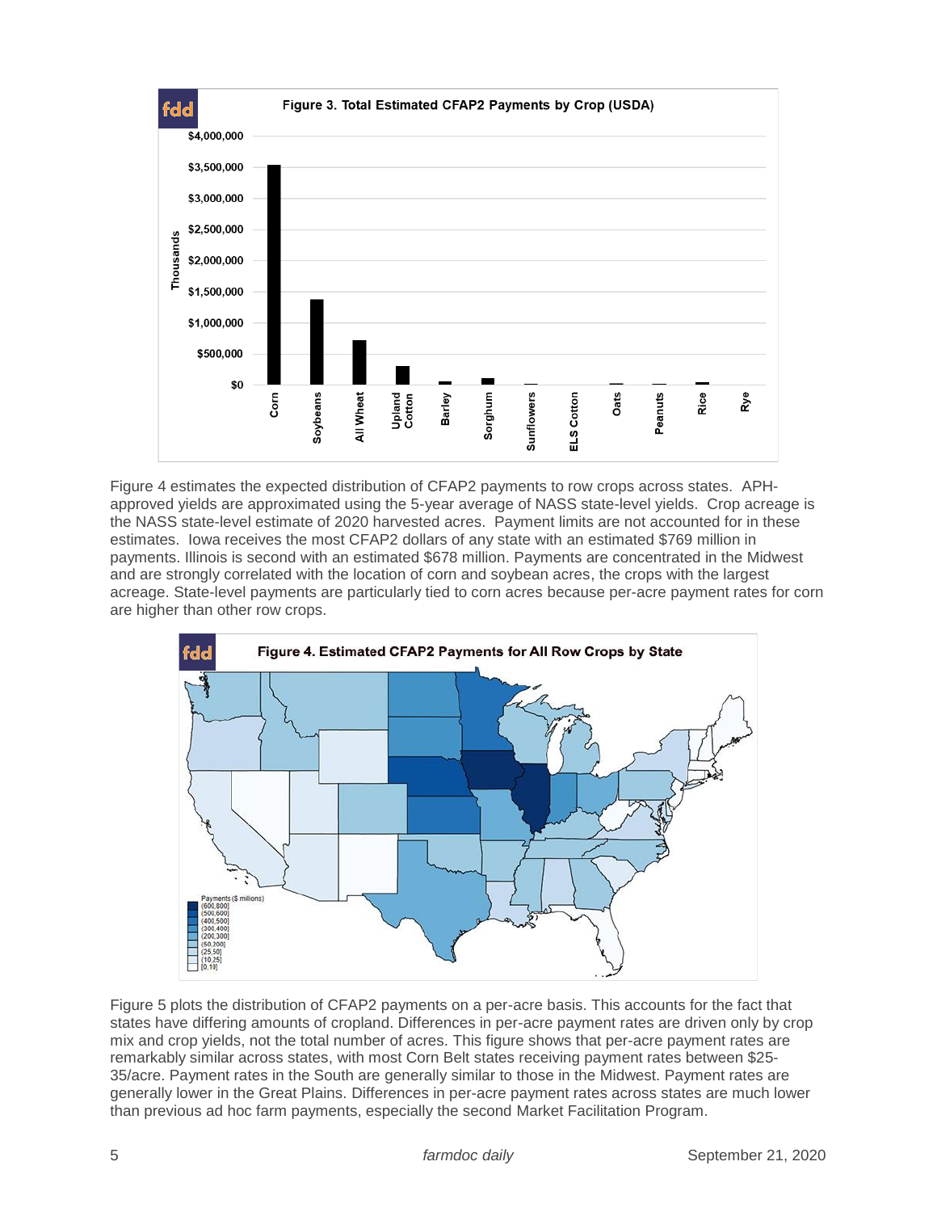Figure 3. Total Estimated CFAP2 Payments by Crop (USDA)

Figure 4 estimates the expected distribution of CFAP2 payments to row crops across states. APH-approved yields are approximated using the 5-year average of NASS state-level yields. Crop acreage is the NASS state-level estimate of 2020 harvested acres. Payment limits are not accounted for in these estimates. Iowa receives the most CFAP2 dollars of any state with an estimated $769 million in payments. Illinois is second with an estimated $678 million. Payments are concentrated in the Midwest and are strongly correlated with the location of corn and soybean acres, the crops with the largest acreage. State-level payments are particularly tied to corn acres because per-acre payment rates for corn are higher than other row crops.

Figure 4. Estimated CFAP2 Payments for All Row Crops by State

Figure 5 plots the distribution of CFAP2 payments on a per-acre basis. This accounts for the fact that states have differing amounts of cropland. Differences in per-acre payment rates are driven only by crop mix and crop yields, not the total number of acres. This figure shows that per-acre payment rates are remarkably similar across states, with most Corn Belt states receiving payment rates between $25-35/acre. Payment rates in the South are generally similar to those in the Midwest. Payment rates are generally lower in the Great Plains. Differences in per-acre payment rates across states are much lower than previous ad hoc farm payments, especially the second Market Facilitation Program.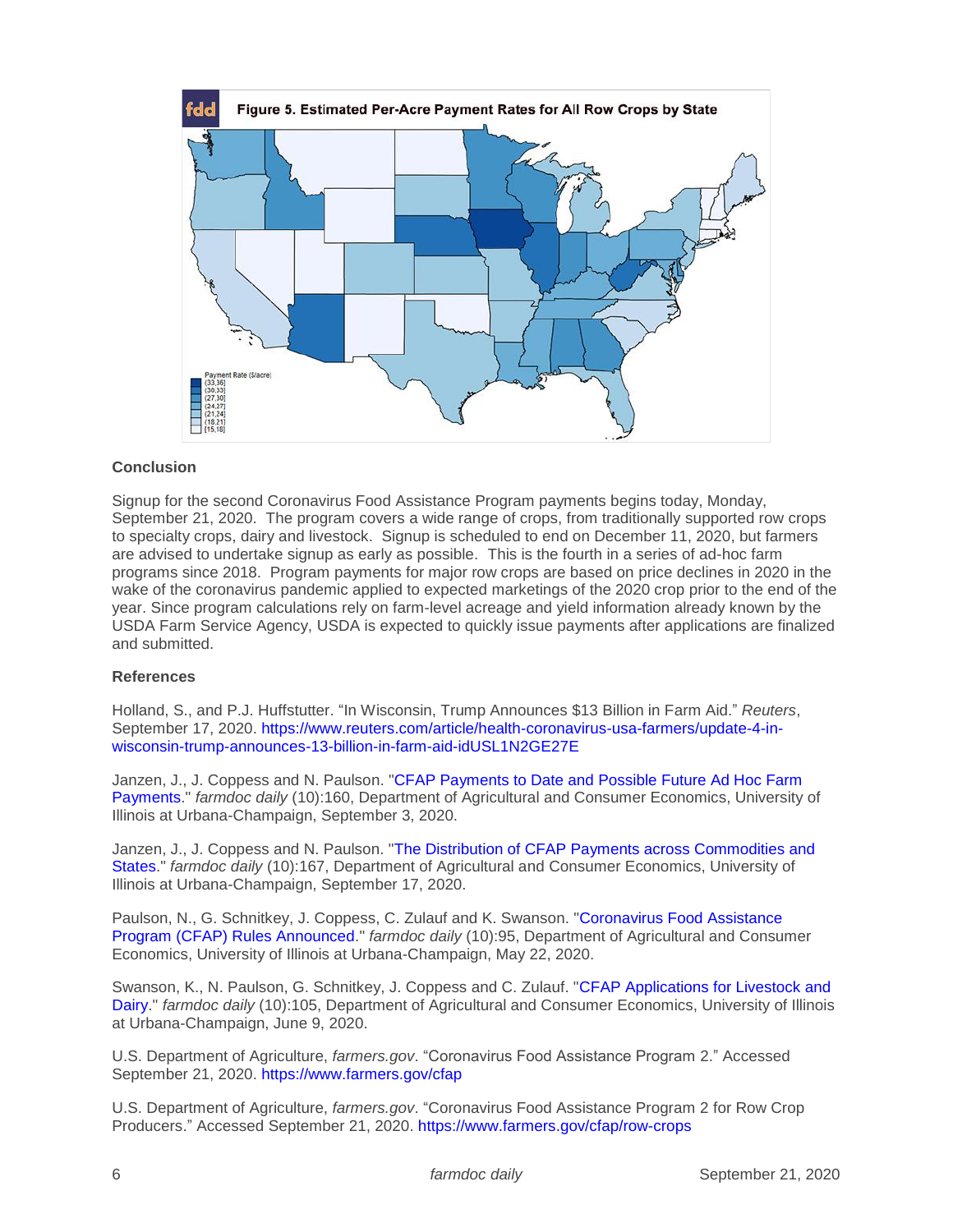**Figure 5. Estimated Per-Acre Payment Rates for All Row Crops by State**

Payment Rate ($/acre)
(33,36]
(30,33]
(27,30]
(24,27]
(21,24]
(18,21]
[15,18]

**Conclusion**

Signup for the second Coronavirus Food Assistance Program payments begins today, Monday, September 21, 2020. The program covers a wide range of crops, from traditionally supported row crops to specialty crops, dairy and livestock. Signup is scheduled to end on December 11, 2020, but farmers are advised to undertake signup as early as possible. This is the fourth in a series of ad-hoc farm programs since 2018. Program payments for major row crops are based on price declines in 2020 in the wake of the coronavirus pandemic applied to expected marketings of the 2020 crop prior to the end of the year. Since program calculations rely on farm-level acreage and yield information already known by the USDA Farm Service Agency, USDA is expected to quickly issue payments after applications are finalized and submitted.

**References**

Holland, S., and P.J. Huffstutter. "In Wisconsin, Trump Announces $13 Billion in Farm Aid." *Reuters*, September 17, 2020. https://www.reuters.com/article/health-coronavirus-usa-farmers/update-4-in-wisconsin-trump-announces-13-billion-in-farm-aid-idUSL1N2GE27E

Janzen, J., J. Coppess and N. Paulson. "CFAP Payments to Date and Possible Future Ad Hoc Farm Payments." *farmdoc daily* (10):160, Department of Agricultural and Consumer Economics, University of Illinois at Urbana-Champaign, September 3, 2020.

Janzen, J., J. Coppess and N. Paulson. "The Distribution of CFAP Payments across Commodities and States." *farmdoc daily* (10):167, Department of Agricultural and Consumer Economics, University of Illinois at Urbana-Champaign, September 17, 2020.

Paulson, N., G. Schnitkey, J. Coppess, C. Zulauf and K. Swanson. "Coronavirus Food Assistance Program (CFAP) Rules Announced." *farmdoc daily* (10):95, Department of Agricultural and Consumer Economics, University of Illinois at Urbana-Champaign, May 22, 2020.

Swanson, K., N. Paulson, G. Schnitkey, J. Coppess and C. Zulauf. "CFAP Applications for Livestock and Dairy." *farmdoc daily* (10):105, Department of Agricultural and Consumer Economics, University of Illinois at Urbana-Champaign, June 9, 2020.

U.S. Department of Agriculture, *farmers.gov*. "Coronavirus Food Assistance Program 2." Accessed September 21, 2020. https://www.farmers.gov/cfap

U.S. Department of Agriculture, *farmers.gov*. "Coronavirus Food Assistance Program 2 for Row Crop Producers." Accessed September 21, 2020. https://www.farmers.gov/cfap/row-crops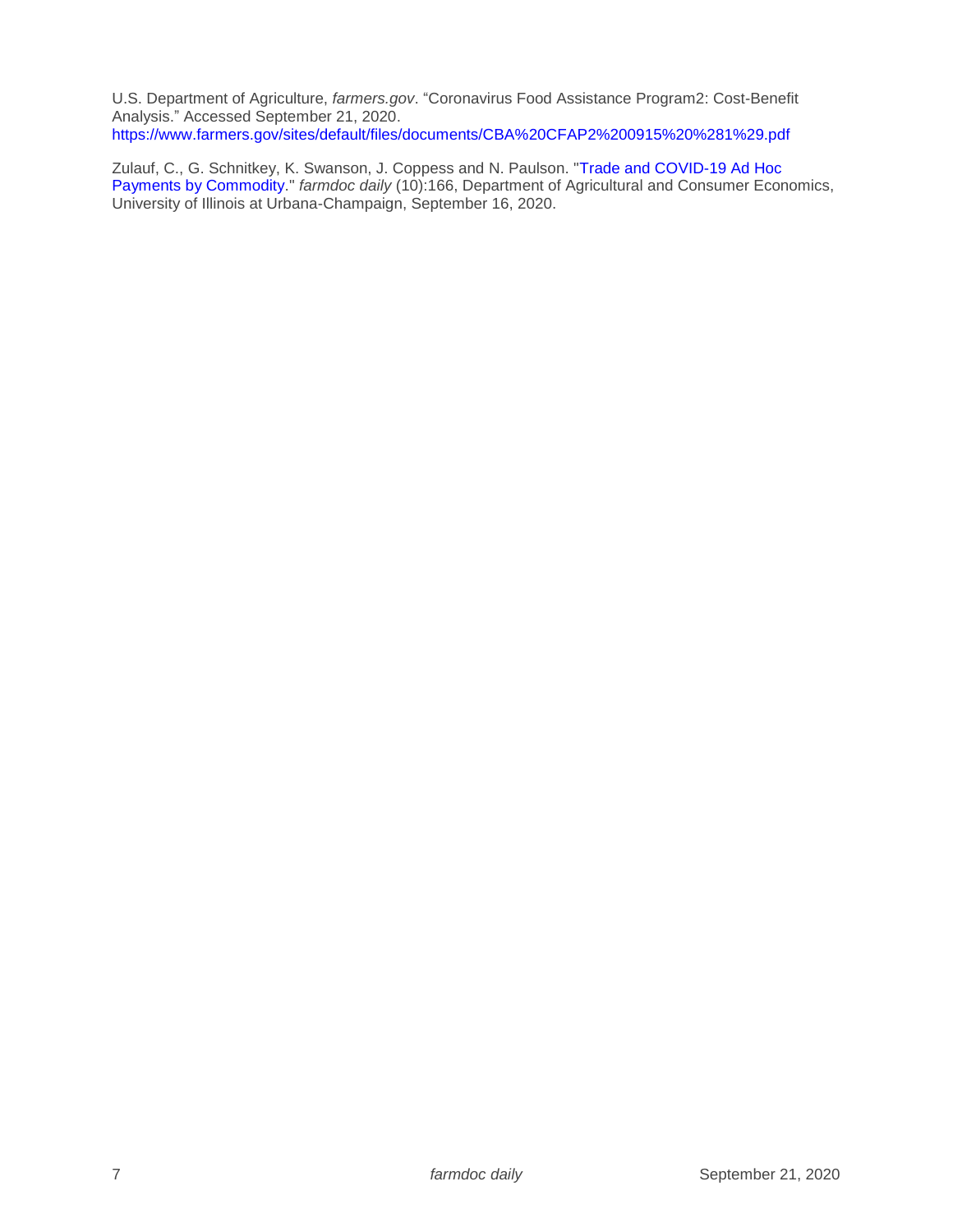U.S. Department of Agriculture, *farmers.gov*. "Coronavirus Food Assistance Program2: Cost-Benefit Analysis." Accessed September 21, 2020. https://www.farmers.gov/sites/default/files/documents/CBA%20CFAP2%200915%20%281%29.pdf

Zulauf, C., G. Schnitkey, K. Swanson, J. Coppess and N. Paulson. "Trade and COVID-19 Ad Hoc Payments by Commodity." *farmdoc daily* (10):166, Department of Agricultural and Consumer Economics, University of Illinois at Urbana-Champaign, September 16, 2020.